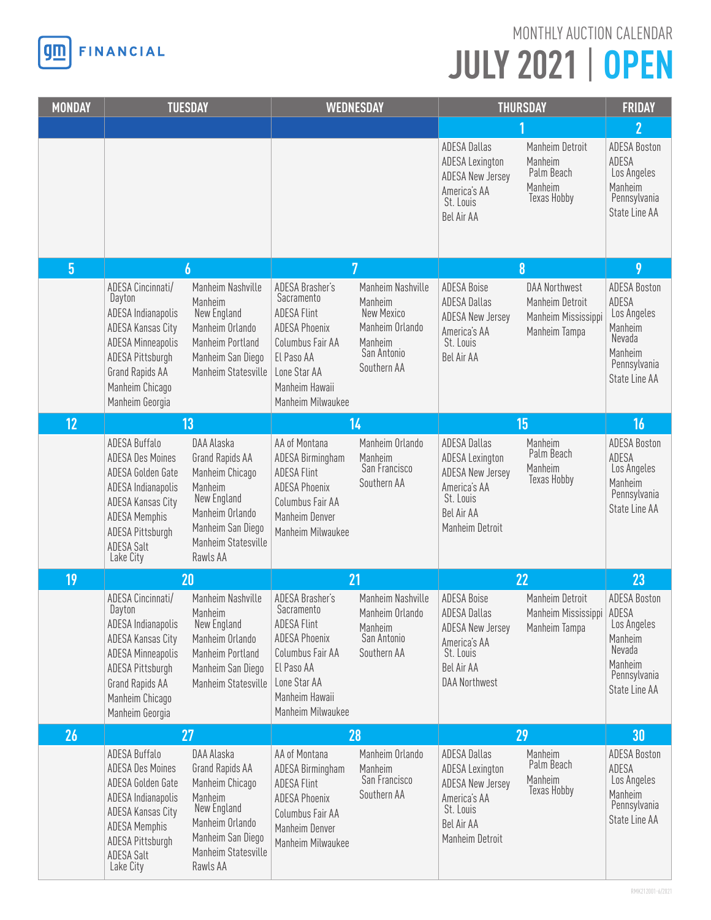GM FINANCIAL

MONTHLY AUCTION CALENDAR

# JULY 2021 | OPEN

| MONDAY | TUESDAY | WEDNESDAY | THURSDAY | FRIDAY |
|---|---|---|---|---|
| | | | **1**<br>ADESA Dallas<br>ADESA Lexington<br>ADESA New Jersey<br>America's AA St. Louis<br>Bel Air AA<br>Manheim Detroit<br>Manheim Palm Beach<br>Manheim Texas Hobby | **2**<br>ADESA Boston<br>ADESA Los Angeles<br>Manheim Pennsylvania<br>State Line AA |
| **5** | **6**<br>ADESA Cincinnati/Dayton<br>ADESA Indianapolis<br>ADESA Kansas City<br>ADESA Minneapolis<br>ADESA Pittsburgh<br>Grand Rapids AA<br>Manheim Chicago<br>Manheim Georgia<br>Manheim Nashville<br>Manheim New England<br>Manheim Orlando<br>Manheim Portland<br>Manheim San Diego<br>Manheim Statesville | **7**<br>ADESA Brasher's Sacramento<br>ADESA Flint<br>ADESA Phoenix<br>Columbus Fair AA<br>El Paso AA<br>Lone Star AA<br>Manheim Hawaii<br>Manheim Milwaukee<br>Manheim Nashville<br>Manheim New Mexico<br>Manheim Orlando<br>Manheim San Antonio<br>Southern AA | **8**<br>ADESA Boise<br>ADESA Dallas<br>ADESA New Jersey<br>America's AA St. Louis<br>Bel Air AA<br>DAA Northwest<br>Manheim Detroit<br>Manheim Mississippi<br>Manheim Tampa | **9**<br>ADESA Boston<br>ADESA Los Angeles<br>Manheim Nevada<br>Manheim Pennsylvania<br>State Line AA |
| **12** | **13**<br>ADESA Buffalo<br>ADESA Des Moines<br>ADESA Golden Gate<br>ADESA Indianapolis<br>ADESA Kansas City<br>ADESA Memphis<br>ADESA Pittsburgh<br>ADESA Salt Lake City<br>DAA Alaska<br>Grand Rapids AA<br>Manheim Chicago<br>Manheim New England<br>Manheim Orlando<br>Manheim San Diego<br>Manheim Statesville<br>Rawls AA | **14**<br>AA of Montana<br>ADESA Birmingham<br>ADESA Flint<br>ADESA Phoenix<br>Columbus Fair AA<br>Manheim Denver<br>Manheim Milwaukee<br>Manheim Orlando<br>Manheim San Francisco<br>Southern AA | **15**<br>ADESA Dallas<br>ADESA Lexington<br>ADESA New Jersey<br>America's AA St. Louis<br>Bel Air AA<br>Manheim Detroit<br>Manheim Palm Beach<br>Manheim Texas Hobby | **16**<br>ADESA Boston<br>ADESA Los Angeles<br>Manheim Pennsylvania<br>State Line AA |
| **19** | **20**<br>ADESA Cincinnati/Dayton<br>ADESA Indianapolis<br>ADESA Kansas City<br>ADESA Minneapolis<br>ADESA Pittsburgh<br>Grand Rapids AA<br>Manheim Chicago<br>Manheim Georgia<br>Manheim Nashville<br>Manheim New England<br>Manheim Orlando<br>Manheim Portland<br>Manheim San Diego<br>Manheim Statesville | **21**<br>ADESA Brasher's Sacramento<br>ADESA Flint<br>ADESA Phoenix<br>Columbus Fair AA<br>El Paso AA<br>Lone Star AA<br>Manheim Hawaii<br>Manheim Milwaukee<br>Manheim Nashville<br>Manheim Orlando<br>Manheim San Antonio<br>Southern AA | **22**<br>ADESA Boise<br>ADESA Dallas<br>ADESA New Jersey<br>America's AA St. Louis<br>Bel Air AA<br>DAA Northwest<br>Manheim Detroit<br>Manheim Mississippi<br>Manheim Tampa | **23**<br>ADESA Boston<br>ADESA Los Angeles<br>Manheim Nevada<br>Manheim Pennsylvania<br>State Line AA |
| **26** | **27**<br>ADESA Buffalo<br>ADESA Des Moines<br>ADESA Golden Gate<br>ADESA Indianapolis<br>ADESA Kansas City<br>ADESA Memphis<br>ADESA Pittsburgh<br>ADESA Salt Lake City<br>DAA Alaska<br>Grand Rapids AA<br>Manheim Chicago<br>Manheim New England<br>Manheim Orlando<br>Manheim San Diego<br>Manheim Statesville<br>Rawls AA | **28**<br>AA of Montana<br>ADESA Birmingham<br>ADESA Flint<br>ADESA Phoenix<br>Columbus Fair AA<br>Manheim Denver<br>Manheim Milwaukee<br>Manheim Orlando<br>Manheim San Francisco<br>Southern AA | **29**<br>ADESA Dallas<br>ADESA Lexington<br>ADESA New Jersey<br>America's AA St. Louis<br>Bel Air AA<br>Manheim Detroit<br>Manheim Palm Beach<br>Manheim Texas Hobby | **30**<br>ADESA Boston<br>ADESA Los Angeles<br>Manheim Pennsylvania<br>State Line AA |

RMK212001-6/2021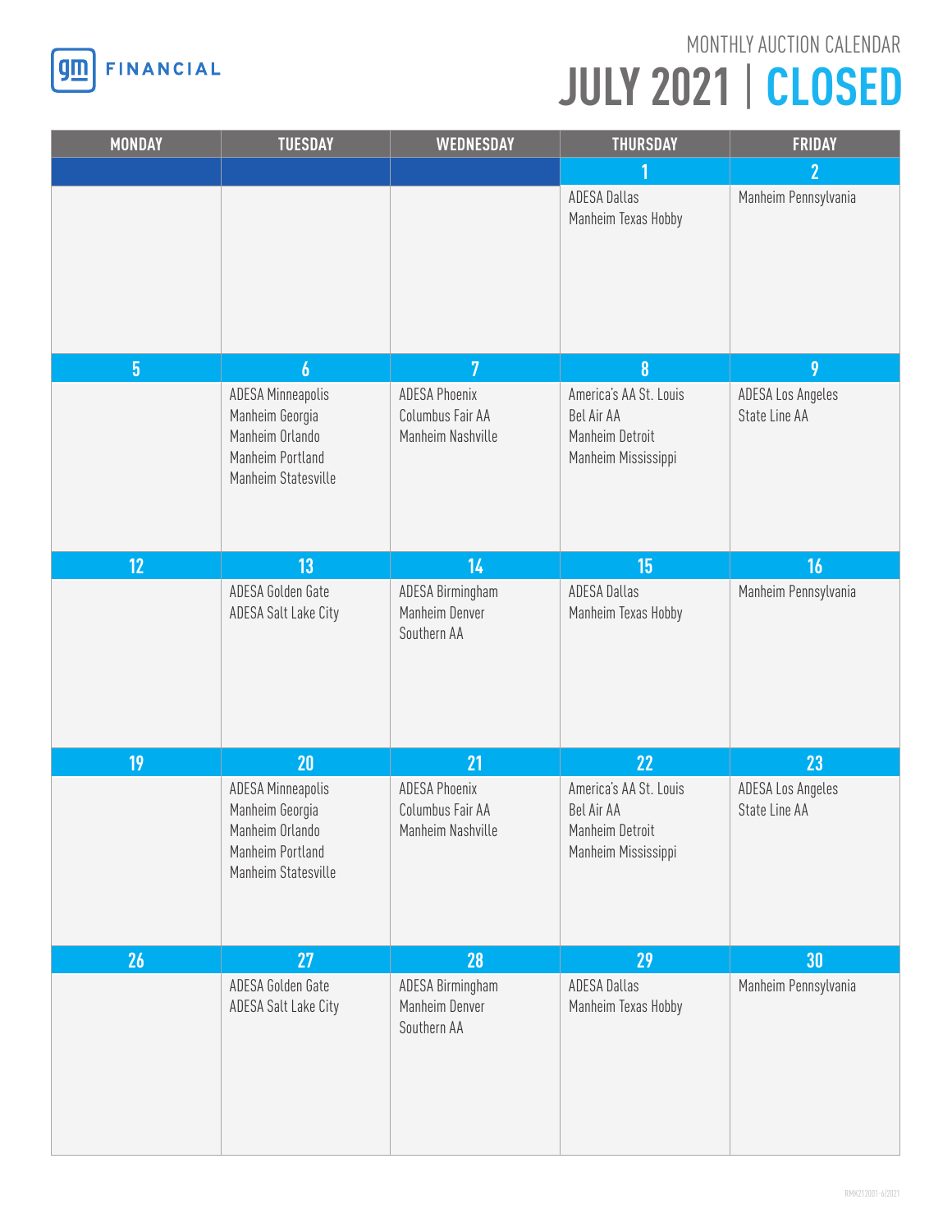MONTHLY AUCTION CALENDAR

# JULY 2021 | CLOSED

| MONDAY | TUESDAY | WEDNESDAY | THURSDAY | FRIDAY |
|---|---|---|---|---|
| | | | **1**<br>ADESA Dallas<br>Manheim Texas Hobby | **2**<br>Manheim Pennsylvania |
| **5** | **6**<br>ADESA Minneapolis<br>Manheim Georgia<br>Manheim Orlando<br>Manheim Portland<br>Manheim Statesville | **7**<br>ADESA Phoenix<br>Columbus Fair AA<br>Manheim Nashville | **8**<br>America's AA St. Louis<br>Bel Air AA<br>Manheim Detroit<br>Manheim Mississippi | **9**<br>ADESA Los Angeles<br>State Line AA |
| **12** | **13**<br>ADESA Golden Gate<br>ADESA Salt Lake City | **14**<br>ADESA Birmingham<br>Manheim Denver<br>Southern AA | **15**<br>ADESA Dallas<br>Manheim Texas Hobby | **16**<br>Manheim Pennsylvania |
| **19** | **20**<br>ADESA Minneapolis<br>Manheim Georgia<br>Manheim Orlando<br>Manheim Portland<br>Manheim Statesville | **21**<br>ADESA Phoenix<br>Columbus Fair AA<br>Manheim Nashville | **22**<br>America's AA St. Louis<br>Bel Air AA<br>Manheim Detroit<br>Manheim Mississippi | **23**<br>ADESA Los Angeles<br>State Line AA |
| **26** | **27**<br>ADESA Golden Gate<br>ADESA Salt Lake City | **28**<br>ADESA Birmingham<br>Manheim Denver<br>Southern AA | **29**<br>ADESA Dallas<br>Manheim Texas Hobby | **30**<br>Manheim Pennsylvania |

RMK212001-6/2021